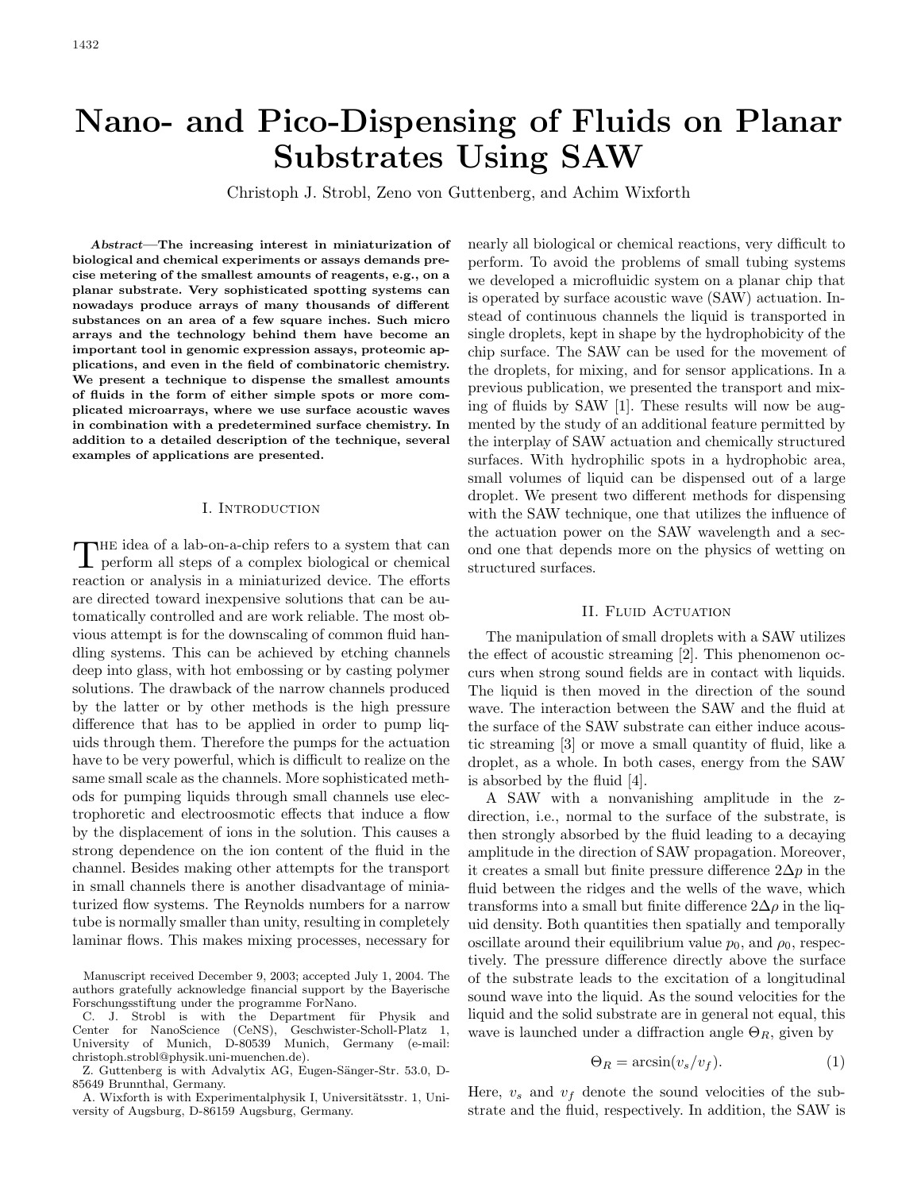# Nano- and Pico-Dispensing of Fluids on Planar Substrates Using SAW

Christoph J. Strobl, Zeno von Guttenberg, and Achim Wixforth

***Abstract*—The increasing interest in miniaturization of biological and chemical experiments or assays demands precise metering of the smallest amounts of reagents, e.g., on a planar substrate. Very sophisticated spotting systems can nowadays produce arrays of many thousands of different substances on an area of a few square inches. Such micro arrays and the technology behind them have become an important tool in genomic expression assays, proteomic applications, and even in the field of combinatoric chemistry. We present a technique to dispense the smallest amounts of fluids in the form of either simple spots or more complicated microarrays, where we use surface acoustic waves in combination with a predetermined surface chemistry. In addition to a detailed description of the technique, several examples of applications are presented.**

## I. Introduction

The idea of a lab-on-a-chip refers to a system that can perform all steps of a complex biological or chemical reaction or analysis in a miniaturized device. The efforts are directed toward inexpensive solutions that can be automatically controlled and are work reliable. The most obvious attempt is for the downscaling of common fluid handling systems. This can be achieved by etching channels deep into glass, with hot embossing or by casting polymer solutions. The drawback of the narrow channels produced by the latter or by other methods is the high pressure difference that has to be applied in order to pump liquids through them. Therefore the pumps for the actuation have to be very powerful, which is difficult to realize on the same small scale as the channels. More sophisticated methods for pumping liquids through small channels use electrophoretic and electroosmotic effects that induce a flow by the displacement of ions in the solution. This causes a strong dependence on the ion content of the fluid in the channel. Besides making other attempts for the transport in small channels there is another disadvantage of miniaturized flow systems. The Reynolds numbers for a narrow tube is normally smaller than unity, resulting in completely laminar flows. This makes mixing processes, necessary for nearly all biological or chemical reactions, very difficult to perform. To avoid the problems of small tubing systems we developed a microfluidic system on a planar chip that is operated by surface acoustic wave (SAW) actuation. Instead of continuous channels the liquid is transported in single droplets, kept in shape by the hydrophobicity of the chip surface. The SAW can be used for the movement of the droplets, for mixing, and for sensor applications. In a previous publication, we presented the transport and mixing of fluids by SAW [1]. These results will now be augmented by the study of an additional feature permitted by the interplay of SAW actuation and chemically structured surfaces. With hydrophilic spots in a hydrophobic area, small volumes of liquid can be dispensed out of a large droplet. We present two different methods for dispensing with the SAW technique, one that utilizes the influence of the actuation power on the SAW wavelength and a second one that depends more on the physics of wetting on structured surfaces.

## II. Fluid Actuation

The manipulation of small droplets with a SAW utilizes the effect of acoustic streaming [2]. This phenomenon occurs when strong sound fields are in contact with liquids. The liquid is then moved in the direction of the sound wave. The interaction between the SAW and the fluid at the surface of the SAW substrate can either induce acoustic streaming [3] or move a small quantity of fluid, like a droplet, as a whole. In both cases, energy from the SAW is absorbed by the fluid [4].

A SAW with a nonvanishing amplitude in the z-direction, i.e., normal to the surface of the substrate, is then strongly absorbed by the fluid leading to a decaying amplitude in the direction of SAW propagation. Moreover, it creates a small but finite pressure difference $2\Delta p$ in the fluid between the ridges and the wells of the wave, which transforms into a small but finite difference $2\Delta\rho$ in the liquid density. Both quantities then spatially and temporally oscillate around their equilibrium value $p_0$, and $\rho_0$, respectively. The pressure difference directly above the surface of the substrate leads to the excitation of a longitudinal sound wave into the liquid. As the sound velocities for the liquid and the solid substrate are in general not equal, this wave is launched under a diffraction angle $\Theta_R$, given by

$$\Theta_R = \arcsin(v_s/v_f). \tag{1}$$

Here, $v_s$ and $v_f$ denote the sound velocities of the substrate and the fluid, respectively. In addition, the SAW is

---

Manuscript received December 9, 2003; accepted July 1, 2004. The authors gratefully acknowledge financial support by the Bayerische Forschungsstiftung under the programme ForNano.

C. J. Strobl is with the Department für Physik and Center for NanoScience (CeNS), Geschwister-Scholl-Platz 1, University of Munich, D-80539 Munich, Germany (e-mail: christoph.strobl@physik.uni-muenchen.de).

Z. Guttenberg is with Advalytix AG, Eugen-Sänger-Str. 53.0, D-85649 Brunnthal, Germany.

A. Wixforth is with Experimentalphysik I, Universitätsstr. 1, University of Augsburg, D-86159 Augsburg, Germany.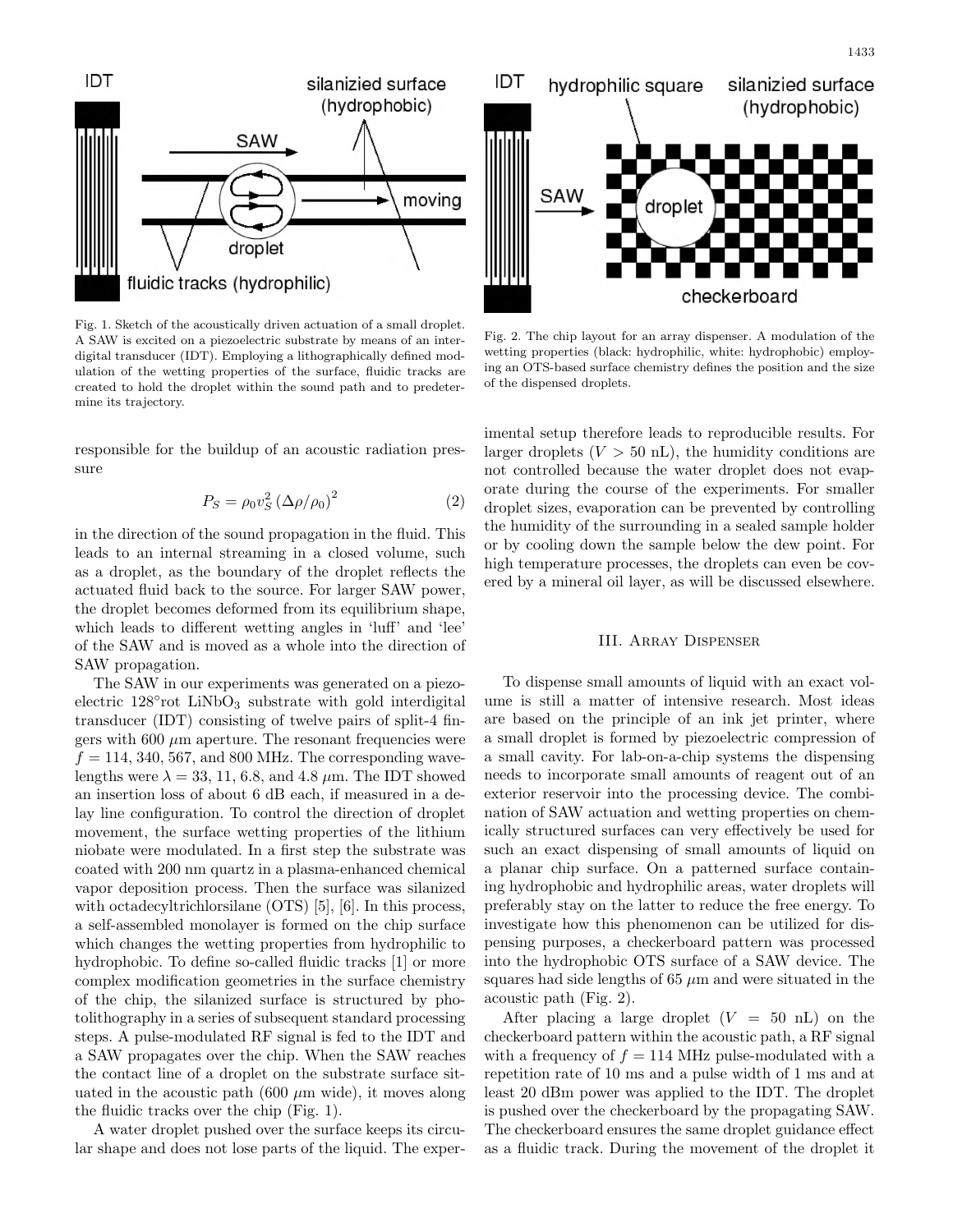Fig. 1. Sketch of the acoustically driven actuation of a small droplet. A SAW is excited on a piezoelectric substrate by means of an interdigital transducer (IDT). Employing a lithographically defined modulation of the wetting properties of the surface, fluidic tracks are created to hold the droplet within the sound path and to predetermine its trajectory.

Fig. 2. The chip layout for an array dispenser. A modulation of the wetting properties (black: hydrophilic, white: hydrophobic) employing an OTS-based surface chemistry defines the position and the size of the dispensed droplets.

responsible for the buildup of an acoustic radiation pressure

$$P_S = \rho_0 v_S^2 \left(\Delta\rho/\rho_0\right)^2 \tag{2}$$

in the direction of the sound propagation in the fluid. This leads to an internal streaming in a closed volume, such as a droplet, as the boundary of the droplet reflects the actuated fluid back to the source. For larger SAW power, the droplet becomes deformed from its equilibrium shape, which leads to different wetting angles in 'luff' and 'lee' of the SAW and is moved as a whole into the direction of SAW propagation.

The SAW in our experiments was generated on a piezoelectric 128°rot $LiNbO_3$ substrate with gold interdigital transducer (IDT) consisting of twelve pairs of split-4 fingers with 600 $\mu$m aperture. The resonant frequencies were $f = 114$, 340, 567, and 800 MHz. The corresponding wavelengths were $\lambda = 33$, 11, 6.8, and 4.8 $\mu$m. The IDT showed an insertion loss of about 6 dB each, if measured in a delay line configuration. To control the direction of droplet movement, the surface wetting properties of the lithium niobate were modulated. In a first step the substrate was coated with 200 nm quartz in a plasma-enhanced chemical vapor deposition process. Then the surface was silanized with octadecyltrichlorsilane (OTS) [5], [6]. In this process, a self-assembled monolayer is formed on the chip surface which changes the wetting properties from hydrophilic to hydrophobic. To define so-called fluidic tracks [1] or more complex modification geometries in the surface chemistry of the chip, the silanized surface is structured by photolithography in a series of subsequent standard processing steps. A pulse-modulated RF signal is fed to the IDT and a SAW propagates over the chip. When the SAW reaches the contact line of a droplet on the substrate surface situated in the acoustic path (600 $\mu$m wide), it moves along the fluidic tracks over the chip (Fig. 1).

A water droplet pushed over the surface keeps its circular shape and does not lose parts of the liquid. The experimental setup therefore leads to reproducible results. For larger droplets ($V > 50$ nL), the humidity conditions are not controlled because the water droplet does not evaporate during the course of the experiments. For smaller droplet sizes, evaporation can be prevented by controlling the humidity of the surrounding in a sealed sample holder or by cooling down the sample below the dew point. For high temperature processes, the droplets can even be covered by a mineral oil layer, as will be discussed elsewhere.

## III. Array Dispenser

To dispense small amounts of liquid with an exact volume is still a matter of intensive research. Most ideas are based on the principle of an ink jet printer, where a small droplet is formed by piezoelectric compression of a small cavity. For lab-on-a-chip systems the dispensing needs to incorporate small amounts of reagent out of an exterior reservoir into the processing device. The combination of SAW actuation and wetting properties on chemically structured surfaces can very effectively be used for such an exact dispensing of small amounts of liquid on a planar chip surface. On a patterned surface containing hydrophobic and hydrophilic areas, water droplets will preferably stay on the latter to reduce the free energy. To investigate how this phenomenon can be utilized for dispensing purposes, a checkerboard pattern was processed into the hydrophobic OTS surface of a SAW device. The squares had side lengths of 65 $\mu$m and were situated in the acoustic path (Fig. 2).

After placing a large droplet ($V = 50$ nL) on the checkerboard pattern within the acoustic path, a RF signal with a frequency of $f = 114$ MHz pulse-modulated with a repetition rate of 10 ms and a pulse width of 1 ms and at least 20 dBm power was applied to the IDT. The droplet is pushed over the checkerboard by the propagating SAW. The checkerboard ensures the same droplet guidance effect as a fluidic track. During the movement of the droplet it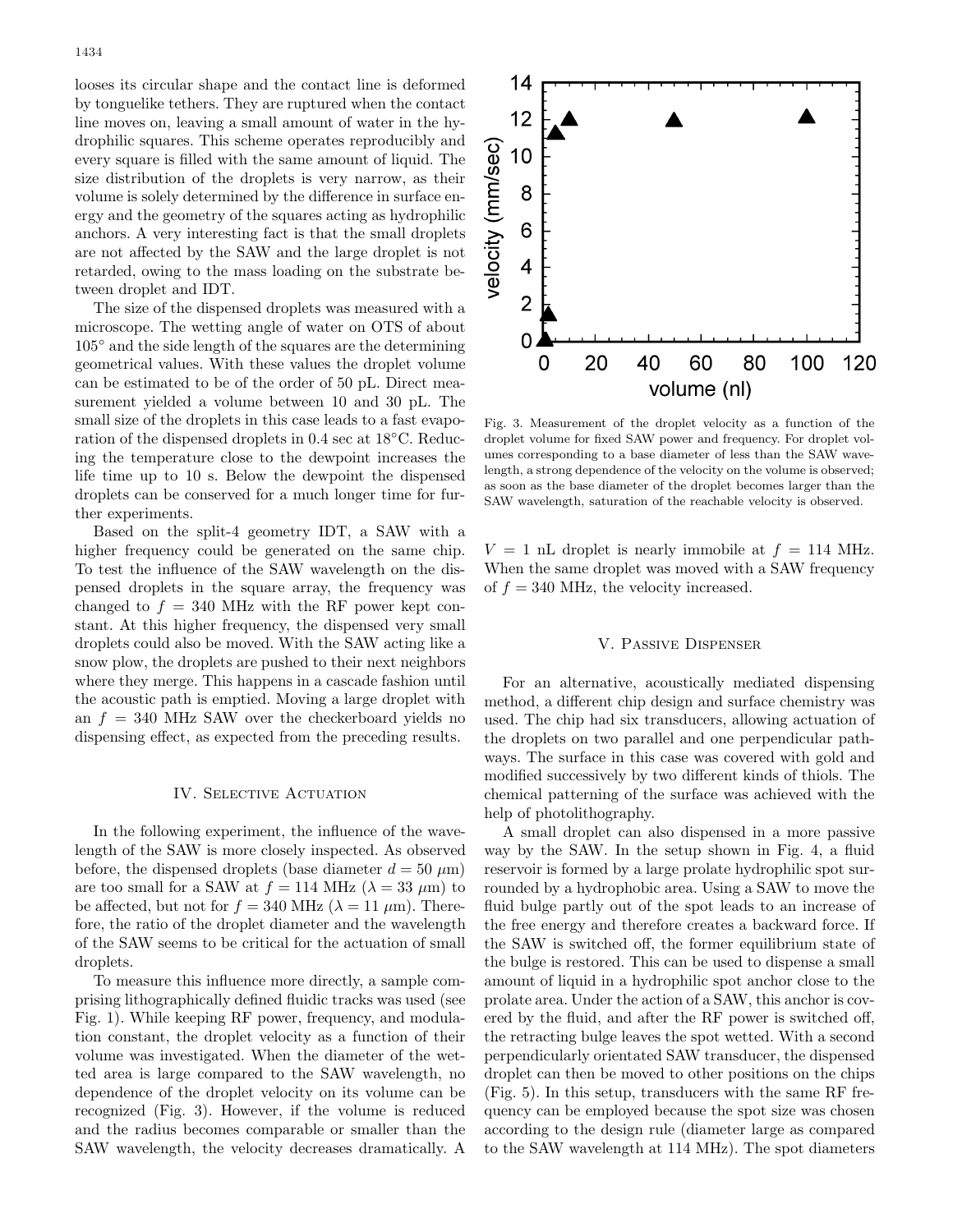looses its circular shape and the contact line is deformed by tonguelike tethers. They are ruptured when the contact line moves on, leaving a small amount of water in the hydrophilic squares. This scheme operates reproducibly and every square is filled with the same amount of liquid. The size distribution of the droplets is very narrow, as their volume is solely determined by the difference in surface energy and the geometry of the squares acting as hydrophilic anchors. A very interesting fact is that the small droplets are not affected by the SAW and the large droplet is not retarded, owing to the mass loading on the substrate between droplet and IDT.

The size of the dispensed droplets was measured with a microscope. The wetting angle of water on OTS of about 105° and the side length of the squares are the determining geometrical values. With these values the droplet volume can be estimated to be of the order of 50 pL. Direct measurement yielded a volume between 10 and 30 pL. The small size of the droplets in this case leads to a fast evaporation of the dispensed droplets in 0.4 sec at 18°C. Reducing the temperature close to the dewpoint increases the life time up to 10 s. Below the dewpoint the dispensed droplets can be conserved for a much longer time for further experiments.

Based on the split-4 geometry IDT, a SAW with a higher frequency could be generated on the same chip. To test the influence of the SAW wavelength on the dispensed droplets in the square array, the frequency was changed to $f = 340$ MHz with the RF power kept constant. At this higher frequency, the dispensed very small droplets could also be moved. With the SAW acting like a snow plow, the droplets are pushed to their next neighbors where they merge. This happens in a cascade fashion until the acoustic path is emptied. Moving a large droplet with an $f = 340$ MHz SAW over the checkerboard yields no dispensing effect, as expected from the preceding results.

## IV. Selective Actuation

In the following experiment, the influence of the wavelength of the SAW is more closely inspected. As observed before, the dispensed droplets (base diameter $d = 50$ $\mu$m) are too small for a SAW at $f = 114$ MHz ($\lambda = 33$ $\mu$m) to be affected, but not for $f = 340$ MHz ($\lambda = 11$ $\mu$m). Therefore, the ratio of the droplet diameter and the wavelength of the SAW seems to be critical for the actuation of small droplets.

To measure this influence more directly, a sample comprising lithographically defined fluidic tracks was used (see Fig. 1). While keeping RF power, frequency, and modulation constant, the droplet velocity as a function of their volume was investigated. When the diameter of the wetted area is large compared to the SAW wavelength, no dependence of the droplet velocity on its volume can be recognized (Fig. 3). However, if the volume is reduced and the radius becomes comparable or smaller than the SAW wavelength, the velocity decreases dramatically. A $V = 1$ nL droplet is nearly immobile at $f = 114$ MHz. When the same droplet was moved with a SAW frequency of $f = 340$ MHz, the velocity increased.

Fig. 3. Measurement of the droplet velocity as a function of the droplet volume for fixed SAW power and frequency. For droplet volumes corresponding to a base diameter of less than the SAW wavelength, a strong dependence of the velocity on the volume is observed; as soon as the base diameter of the droplet becomes larger than the SAW wavelength, saturation of the reachable velocity is observed.

## V. Passive Dispenser

For an alternative, acoustically mediated dispensing method, a different chip design and surface chemistry was used. The chip had six transducers, allowing actuation of the droplets on two parallel and one perpendicular pathways. The surface in this case was covered with gold and modified successively by two different kinds of thiols. The chemical patterning of the surface was achieved with the help of photolithography.

A small droplet can also dispensed in a more passive way by the SAW. In the setup shown in Fig. 4, a fluid reservoir is formed by a large prolate hydrophilic spot surrounded by a hydrophobic area. Using a SAW to move the fluid bulge partly out of the spot leads to an increase of the free energy and therefore creates a backward force. If the SAW is switched off, the former equilibrium state of the bulge is restored. This can be used to dispense a small amount of liquid in a hydrophilic spot anchor close to the prolate area. Under the action of a SAW, this anchor is covered by the fluid, and after the RF power is switched off, the retracting bulge leaves the spot wetted. With a second perpendicularly orientated SAW transducer, the dispensed droplet can then be moved to other positions on the chips (Fig. 5). In this setup, transducers with the same RF frequency can be employed because the spot size was chosen according to the design rule (diameter large as compared to the SAW wavelength at 114 MHz). The spot diameters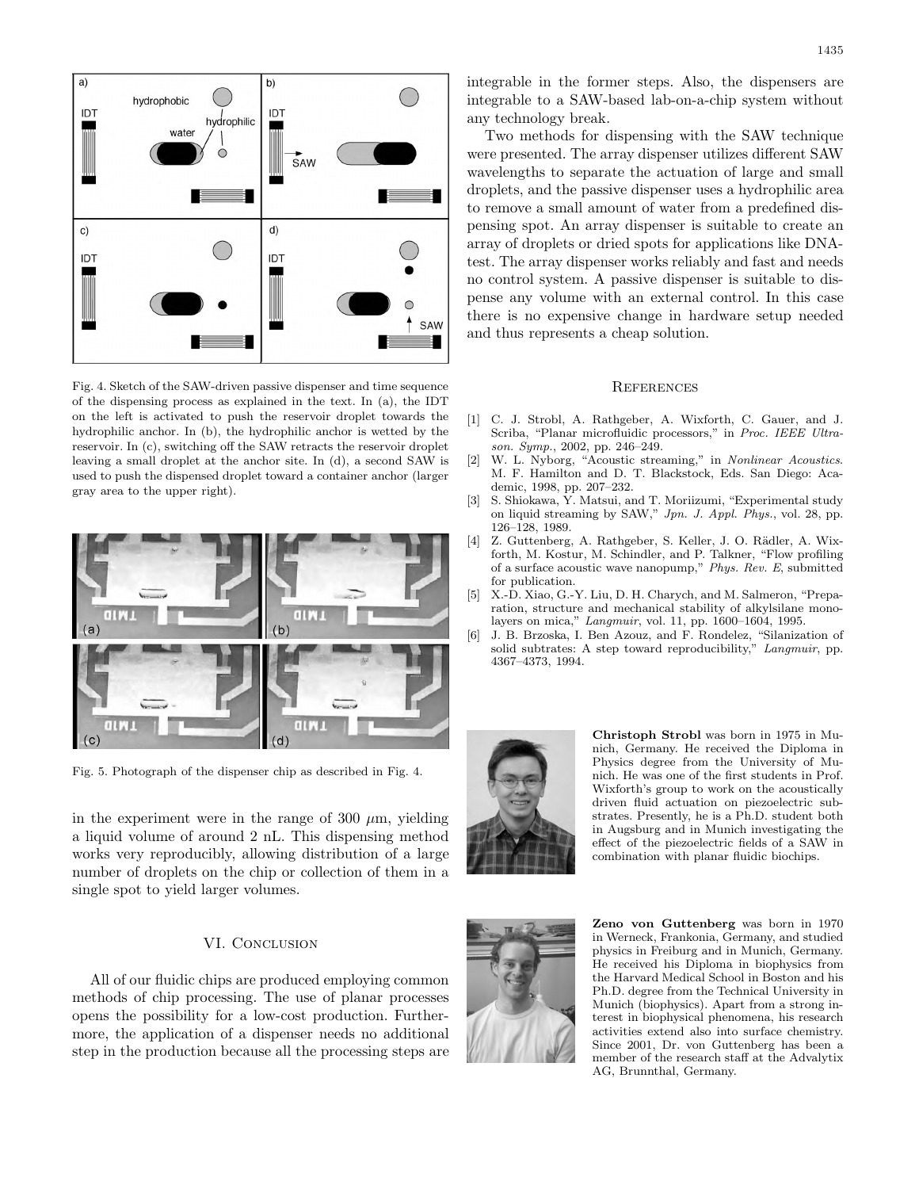Fig. 4. Sketch of the SAW-driven passive dispenser and time sequence of the dispensing process as explained in the text. In (a), the IDT on the left is activated to push the reservoir droplet towards the hydrophilic anchor. In (b), the hydrophilic anchor is wetted by the reservoir. In (c), switching off the SAW retracts the reservoir droplet leaving a small droplet at the anchor site. In (d), a second SAW is used to push the dispensed droplet toward a container anchor (larger gray area to the upper right).

Fig. 5. Photograph of the dispenser chip as described in Fig. 4.

in the experiment were in the range of 300 $\mu$m, yielding a liquid volume of around 2 nL. This dispensing method works very reproducibly, allowing distribution of a large number of droplets on the chip or collection of them in a single spot to yield larger volumes.

## VI. Conclusion

All of our fluidic chips are produced employing common methods of chip processing. The use of planar processes opens the possibility for a low-cost production. Furthermore, the application of a dispenser needs no additional step in the production because all the processing steps are integrable in the former steps. Also, the dispensers are integrable to a SAW-based lab-on-a-chip system without any technology break.

Two methods for dispensing with the SAW technique were presented. The array dispenser utilizes different SAW wavelengths to separate the actuation of large and small droplets, and the passive dispenser uses a hydrophilic area to remove a small amount of water from a predefined dispensing spot. An array dispenser is suitable to create an array of droplets or dried spots for applications like DNA-test. The array dispenser works reliably and fast and needs no control system. A passive dispenser is suitable to dispense any volume with an external control. In this case there is no expensive change in hardware setup needed and thus represents a cheap solution.

## References

[1] C. J. Strobl, A. Rathgeber, A. Wixforth, C. Gauer, and J. Scriba, "Planar microfluidic processors," in *Proc. IEEE Ultrason. Symp.*, 2002, pp. 246–249.

[2] W. L. Nyborg, "Acoustic streaming," in *Nonlinear Acoustics*. M. F. Hamilton and D. T. Blackstock, Eds. San Diego: Academic, 1998, pp. 207–232.

[3] S. Shiokawa, Y. Matsui, and T. Moriizumi, "Experimental study on liquid streaming by SAW," *Jpn. J. Appl. Phys.*, vol. 28, pp. 126–128, 1989.

[4] Z. Guttenberg, A. Rathgeber, S. Keller, J. O. Rädler, A. Wixforth, M. Kostur, M. Schindler, and P. Talkner, "Flow profiling of a surface acoustic wave nanopump," *Phys. Rev. E*, submitted for publication.

[5] X.-D. Xiao, G.-Y. Liu, D. H. Charych, and M. Salmeron, "Preparation, structure and mechanical stability of alkylsilane monolayers on mica," *Langmuir*, vol. 11, pp. 1600–1604, 1995.

[6] J. B. Brzoska, I. Ben Azouz, and F. Rondelez, "Silanization of solid subtrates: A step toward reproducibility," *Langmuir*, pp. 4367–4373, 1994.

**Christoph Strobl** was born in 1975 in Munich, Germany. He received the Diploma in Physics degree from the University of Munich. He was one of the first students in Prof. Wixforth's group to work on the acoustically driven fluid actuation on piezoelectric substrates. Presently, he is a Ph.D. student both in Augsburg and in Munich investigating the effect of the piezoelectric fields of a SAW in combination with planar fluidic biochips.

**Zeno von Guttenberg** was born in 1970 in Werneck, Frankonia, Germany, and studied physics in Freiburg and in Munich, Germany. He received his Diploma in biophysics from the Harvard Medical School in Boston and his Ph.D. degree from the Technical University in Munich (biophysics). Apart from a strong interest in biophysical phenomena, his research activities extend also into surface chemistry. Since 2001, Dr. von Guttenberg has been a member of the research staff at the Advalytix AG, Brunnthal, Germany.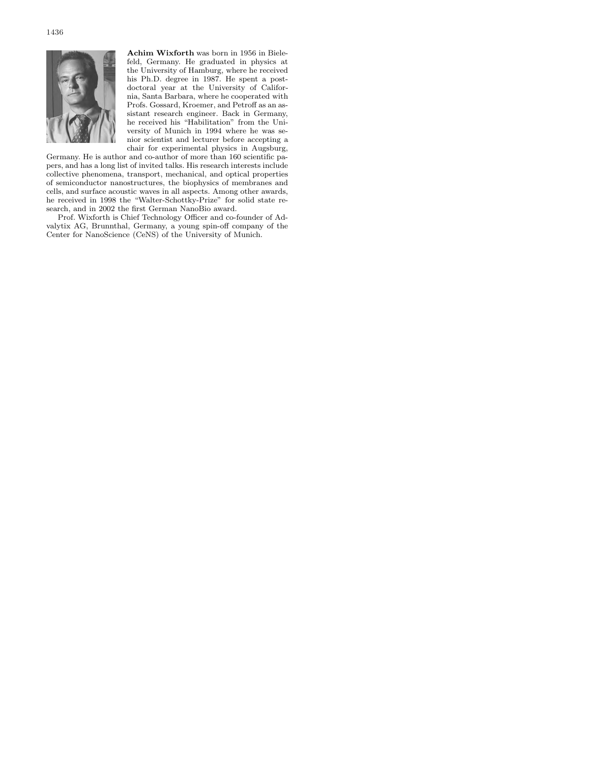**Achim Wixforth** was born in 1956 in Bielefeld, Germany. He graduated in physics at the University of Hamburg, where he received his Ph.D. degree in 1987. He spent a postdoctoral year at the University of California, Santa Barbara, where he cooperated with Profs. Gossard, Kroemer, and Petroff as an assistant research engineer. Back in Germany, he received his "Habilitation" from the University of Munich in 1994 where he was senior scientist and lecturer before accepting a chair for experimental physics in Augsburg, Germany. He is author and co-author of more than 160 scientific papers, and has a long list of invited talks. His research interests include collective phenomena, transport, mechanical, and optical properties of semiconductor nanostructures, the biophysics of membranes and cells, and surface acoustic waves in all aspects. Among other awards, he received in 1998 the "Walter-Schottky-Prize" for solid state research, and in 2002 the first German NanoBio award.

Prof. Wixforth is Chief Technology Officer and co-founder of Advalytix AG, Brunnthal, Germany, a young spin-off company of the Center for NanoScience (CeNS) of the University of Munich.